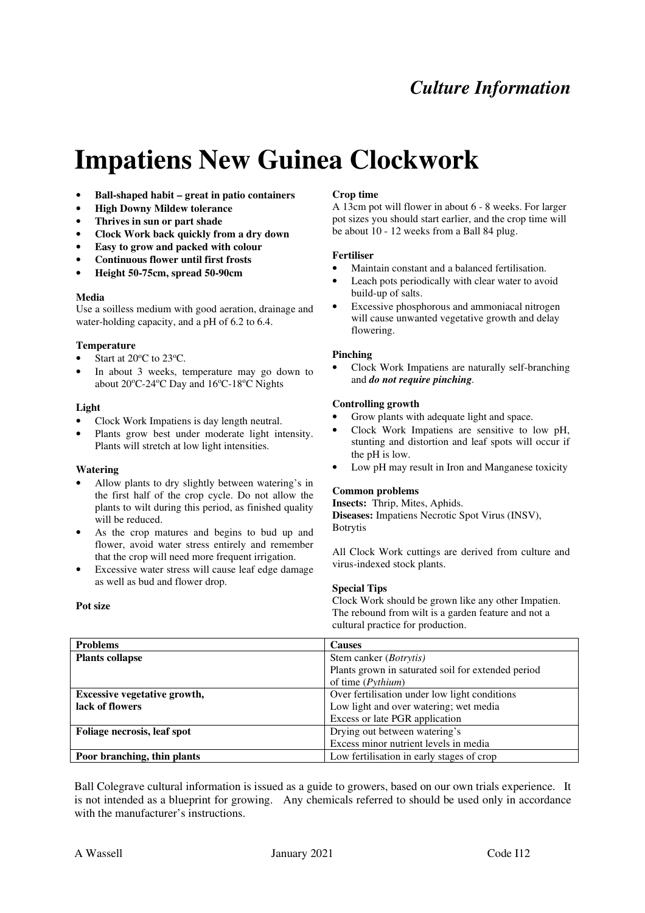*Culture Information*

# Impatiens New Guinea Clockwork

- **Ball-shaped habit – great in patio containers**
- **High Downy Mildew tolerance**
- **Thrives in sun or part shade**
- **Clock Work back quickly from a dry down**
- **Easy to grow and packed with colour**
- **Continuous flower until first frosts**
- **Height 50-75cm, spread 50-90cm**

#### Media

Use a soilless medium with good aeration, drainage and water-holding capacity, and a pH of 6.2 to 6.4.

#### Temperature

- Start at 20ºC to 23ºC.
- In about 3 weeks, temperature may go down to about 20ºC-24ºC Day and 16ºC-18ºC Nights

#### Light

- Clock Work Impatiens is day length neutral.
- Plants grow best under moderate light intensity. Plants will stretch at low light intensities.

#### Watering

- Allow plants to dry slightly between watering's in the first half of the crop cycle. Do not allow the plants to wilt during this period, as finished quality will be reduced.
- As the crop matures and begins to bud up and flower, avoid water stress entirely and remember that the crop will need more frequent irrigation.
- Excessive water stress will cause leaf edge damage as well as bud and flower drop.

#### Pot size

#### Crop time

A 13cm pot will flower in about 6 - 8 weeks. For larger pot sizes you should start earlier, and the crop time will be about 10 - 12 weeks from a Ball 84 plug.

#### Fertiliser

- Maintain constant and a balanced fertilisation.
- Leach pots periodically with clear water to avoid build-up of salts.
- Excessive phosphorous and ammoniacal nitrogen will cause unwanted vegetative growth and delay flowering.

#### Pinching

- Clock Work Impatiens are naturally self-branching and ***do not require pinching***.

#### Controlling growth

- Grow plants with adequate light and space.
- Clock Work Impatiens are sensitive to low pH, stunting and distortion and leaf spots will occur if the pH is low.
- Low pH may result in Iron and Manganese toxicity

#### Common problems

**Insects:** Thrip, Mites, Aphids.
**Diseases:** Impatiens Necrotic Spot Virus (INSV), Botrytis

All Clock Work cuttings are derived from culture and virus-indexed stock plants.

#### Special Tips

Clock Work should be grown like any other Impatien. The rebound from wilt is a garden feature and not a cultural practice for production.

| Problems | Causes |
|---|---|
| **Plants collapse** | Stem canker (*Botrytis)*<br>Plants grown in saturated soil for extended period of time (*Pythium*) |
| **Excessive vegetative growth, lack of flowers** | Over fertilisation under low light conditions<br>Low light and over watering; wet media<br>Excess or late PGR application |
| **Foliage necrosis, leaf spot** | Drying out between watering's<br>Excess minor nutrient levels in media |
| **Poor branching, thin plants** | Low fertilisation in early stages of crop |

Ball Colegrave cultural information is issued as a guide to growers, based on our own trials experience. It is not intended as a blueprint for growing. Any chemicals referred to should be used only in accordance with the manufacturer's instructions.

A Wassell January 2021 Code I12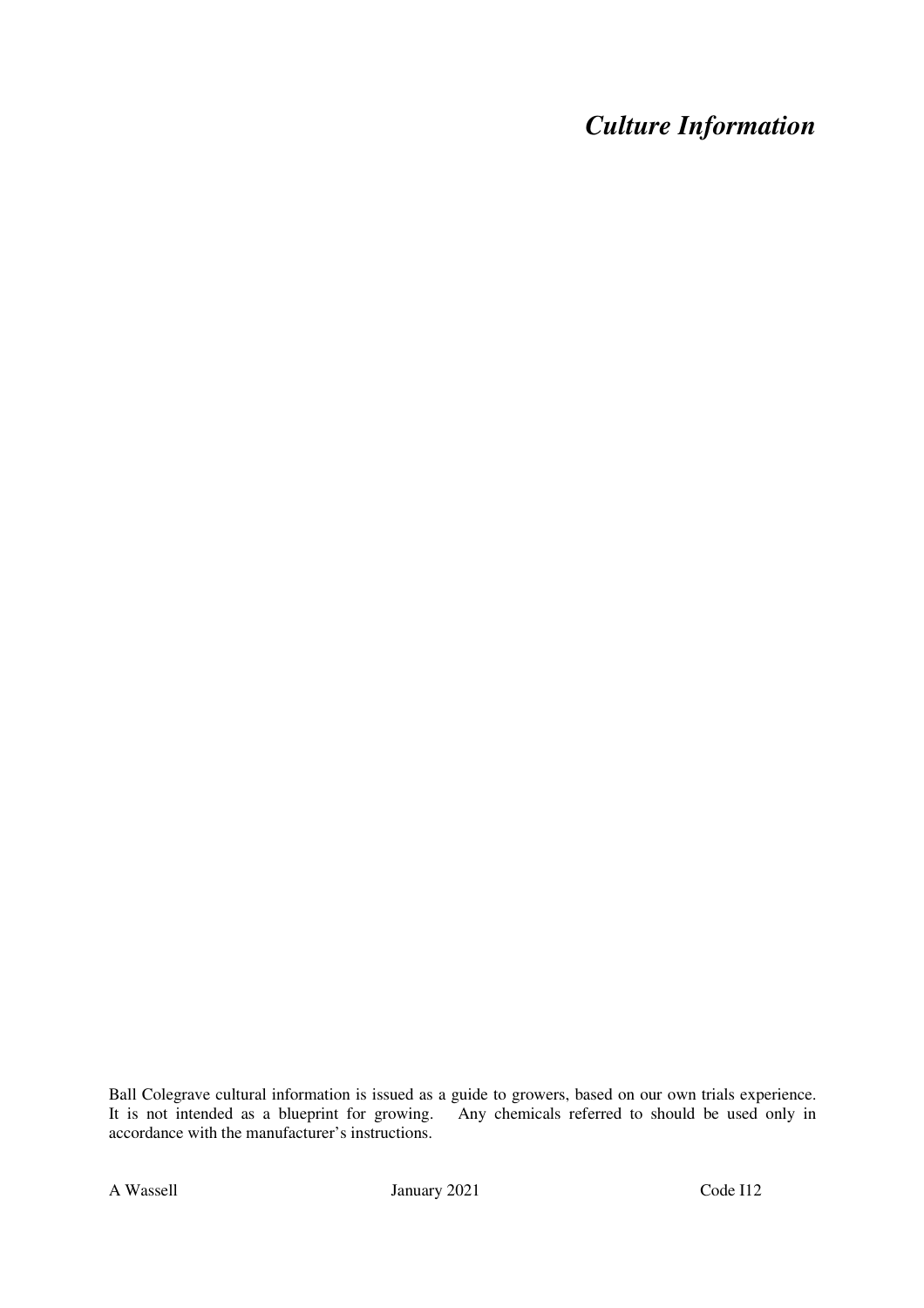# *Culture Information*

Ball Colegrave cultural information is issued as a guide to growers, based on our own trials experience. It is not intended as a blueprint for growing. Any chemicals referred to should be used only in accordance with the manufacturer's instructions.

A Wassell January 2021 Code I12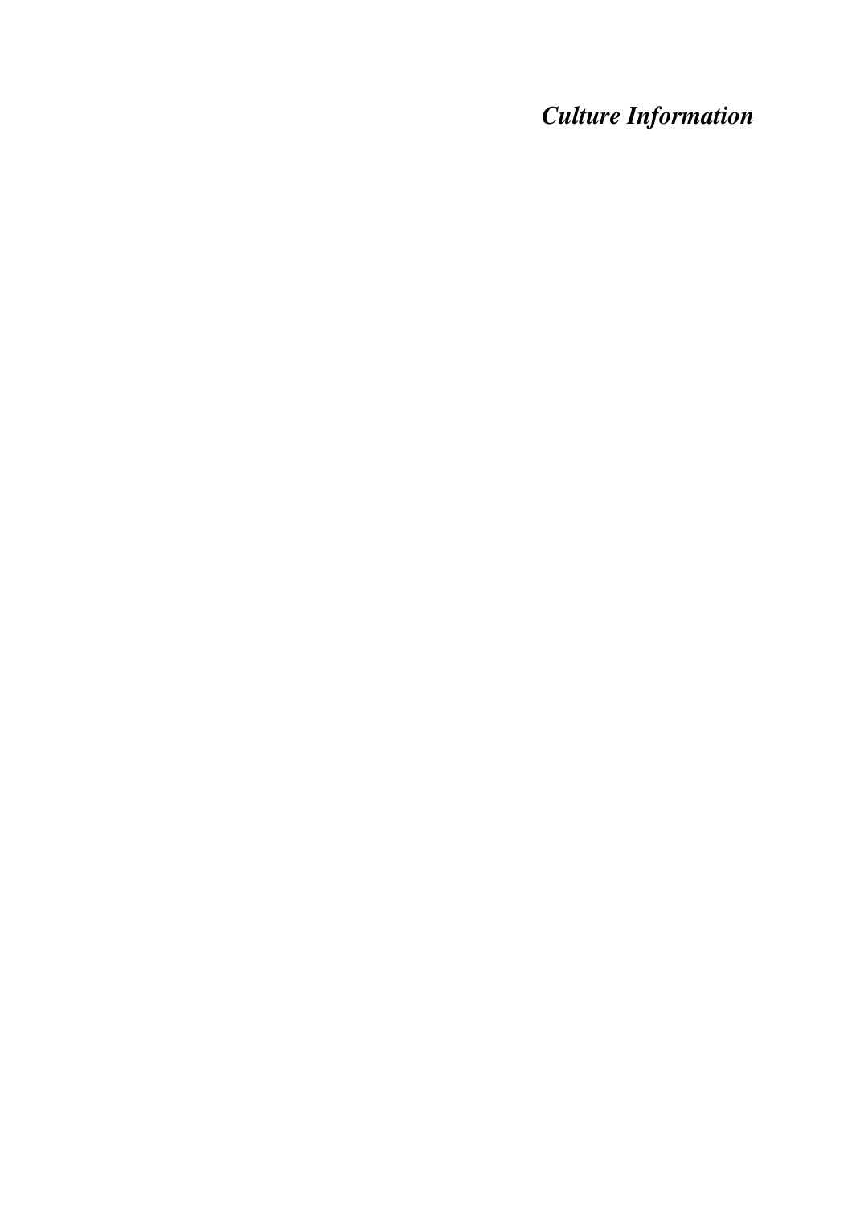***Culture Information***